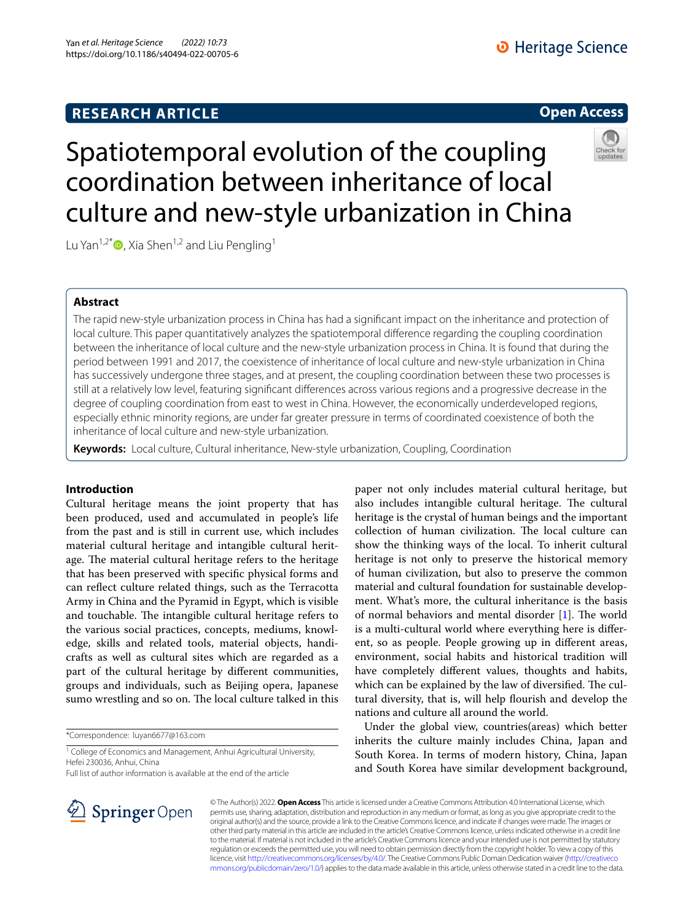RESEARCH ARTICLE

Open Access

# Spatiotemporal evolution of the coupling coordination between inheritance of local culture and new-style urbanization in China

Lu Yan[1,2*], Xia Shen[1,2] and Liu Pengling[1]

## Abstract

The rapid new-style urbanization process in China has had a significant impact on the inheritance and protection of local culture. This paper quantitatively analyzes the spatiotemporal difference regarding the coupling coordination between the inheritance of local culture and the new-style urbanization process in China. It is found that during the period between 1991 and 2017, the coexistence of inheritance of local culture and new-style urbanization in China has successively undergone three stages, and at present, the coupling coordination between these two processes is still at a relatively low level, featuring significant differences across various regions and a progressive decrease in the degree of coupling coordination from east to west in China. However, the economically underdeveloped regions, especially ethnic minority regions, are under far greater pressure in terms of coordinated coexistence of both the inheritance of local culture and new-style urbanization.

**Keywords:** Local culture, Cultural inheritance, New-style urbanization, Coupling, Coordination

## Introduction

Cultural heritage means the joint property that has been produced, used and accumulated in people's life from the past and is still in current use, which includes material cultural heritage and intangible cultural heritage. The material cultural heritage refers to the heritage that has been preserved with specific physical forms and can reflect culture related things, such as the Terracotta Army in China and the Pyramid in Egypt, which is visible and touchable. The intangible cultural heritage refers to the various social practices, concepts, mediums, knowledge, skills and related tools, material objects, handicrafts as well as cultural sites which are regarded as a part of the cultural heritage by different communities, groups and individuals, such as Beijing opera, Japanese sumo wrestling and so on. The local culture talked in this paper not only includes material cultural heritage, but also includes intangible cultural heritage. The cultural heritage is the crystal of human beings and the important collection of human civilization. The local culture can show the thinking ways of the local. To inherit cultural heritage is not only to preserve the historical memory of human civilization, but also to preserve the common material and cultural foundation for sustainable development. What's more, the cultural inheritance is the basis of normal behaviors and mental disorder [1]. The world is a multi-cultural world where everything here is different, so as people. People growing up in different areas, environment, social habits and historical tradition will have completely different values, thoughts and habits, which can be explained by the law of diversified. The cultural diversity, that is, will help flourish and develop the nations and culture all around the world.

Under the global view, countries(areas) which better inherits the culture mainly includes China, Japan and South Korea. In terms of modern history, China, Japan and South Korea have similar development background,

*Correspondence: luyan6677@163.com

[1] College of Economics and Management, Anhui Agricultural University, Hefei 230036, Anhui, China

Full list of author information is available at the end of the article

© The Author(s) 2022. **Open Access** This article is licensed under a Creative Commons Attribution 4.0 International License, which permits use, sharing, adaptation, distribution and reproduction in any medium or format, as long as you give appropriate credit to the original author(s) and the source, provide a link to the Creative Commons licence, and indicate if changes were made. The images or other third party material in this article are included in the article's Creative Commons licence, unless indicated otherwise in a credit line to the material. If material is not included in the article's Creative Commons licence and your intended use is not permitted by statutory regulation or exceeds the permitted use, you will need to obtain permission directly from the copyright holder. To view a copy of this licence, visit http://creativecommons.org/licenses/by/4.0/. The Creative Commons Public Domain Dedication waiver (http://creativecommons.org/publicdomain/zero/1.0/) applies to the data made available in this article, unless otherwise stated in a credit line to the data.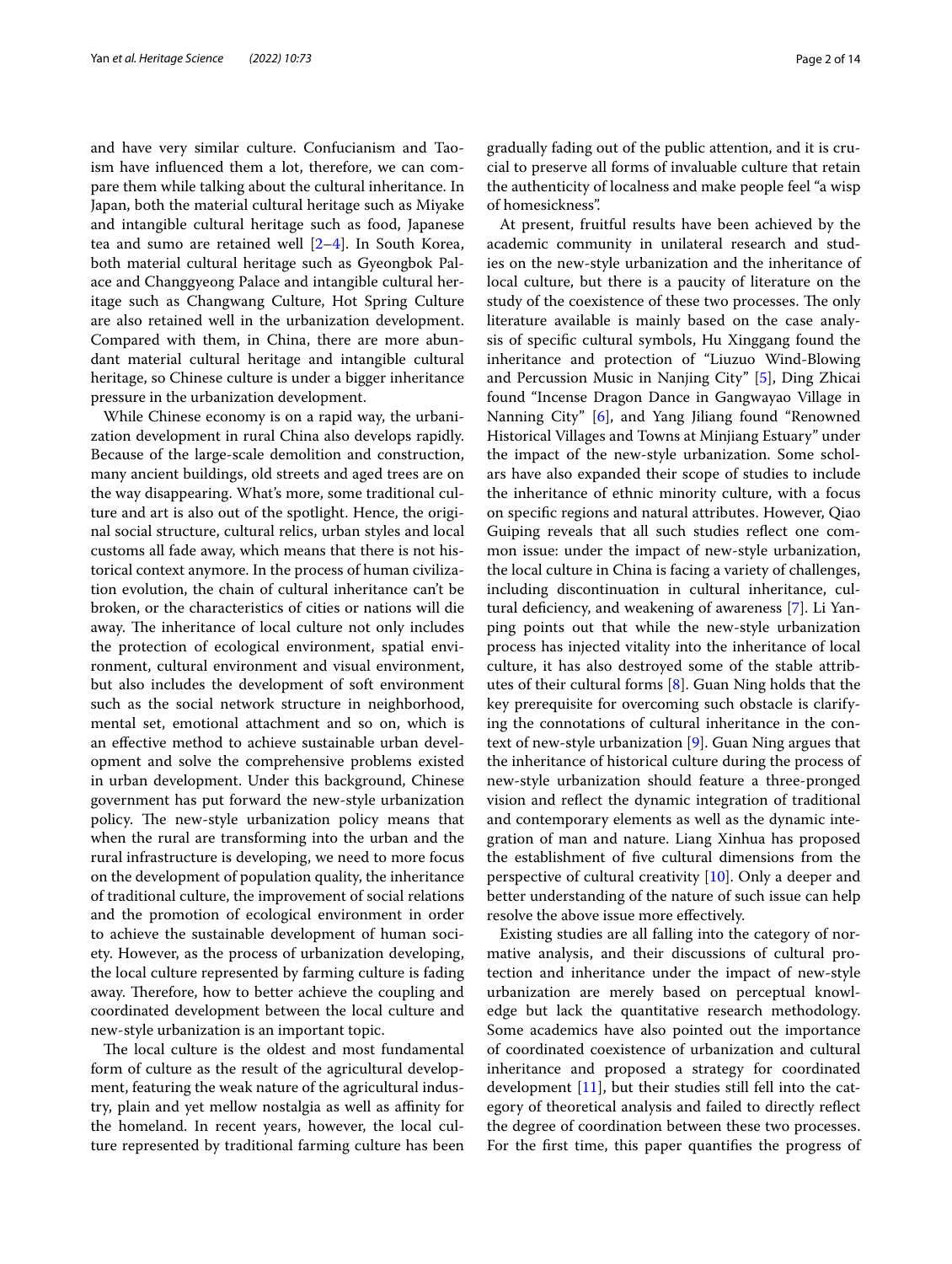and have very similar culture. Confucianism and Taoism have influenced them a lot, therefore, we can compare them while talking about the cultural inheritance. In Japan, both the material cultural heritage such as Miyake and intangible cultural heritage such as food, Japanese tea and sumo are retained well [2–4]. In South Korea, both material cultural heritage such as Gyeongbok Palace and Changgyeong Palace and intangible cultural heritage such as Changwang Culture, Hot Spring Culture are also retained well in the urbanization development. Compared with them, in China, there are more abundant material cultural heritage and intangible cultural heritage, so Chinese culture is under a bigger inheritance pressure in the urbanization development.

While Chinese economy is on a rapid way, the urbanization development in rural China also develops rapidly. Because of the large-scale demolition and construction, many ancient buildings, old streets and aged trees are on the way disappearing. What's more, some traditional culture and art is also out of the spotlight. Hence, the original social structure, cultural relics, urban styles and local customs all fade away, which means that there is not historical context anymore. In the process of human civilization evolution, the chain of cultural inheritance can't be broken, or the characteristics of cities or nations will die away. The inheritance of local culture not only includes the protection of ecological environment, spatial environment, cultural environment and visual environment, but also includes the development of soft environment such as the social network structure in neighborhood, mental set, emotional attachment and so on, which is an effective method to achieve sustainable urban development and solve the comprehensive problems existed in urban development. Under this background, Chinese government has put forward the new-style urbanization policy. The new-style urbanization policy means that when the rural are transforming into the urban and the rural infrastructure is developing, we need to more focus on the development of population quality, the inheritance of traditional culture, the improvement of social relations and the promotion of ecological environment in order to achieve the sustainable development of human society. However, as the process of urbanization developing, the local culture represented by farming culture is fading away. Therefore, how to better achieve the coupling and coordinated development between the local culture and new-style urbanization is an important topic.

The local culture is the oldest and most fundamental form of culture as the result of the agricultural development, featuring the weak nature of the agricultural industry, plain and yet mellow nostalgia as well as affinity for the homeland. In recent years, however, the local culture represented by traditional farming culture has been gradually fading out of the public attention, and it is crucial to preserve all forms of invaluable culture that retain the authenticity of localness and make people feel "a wisp of homesickness".

At present, fruitful results have been achieved by the academic community in unilateral research and studies on the new-style urbanization and the inheritance of local culture, but there is a paucity of literature on the study of the coexistence of these two processes. The only literature available is mainly based on the case analysis of specific cultural symbols, Hu Xinggang found the inheritance and protection of "Liuzuo Wind-Blowing and Percussion Music in Nanjing City" [5], Ding Zhicai found "Incense Dragon Dance in Gangwayao Village in Nanning City" [6], and Yang Jiliang found "Renowned Historical Villages and Towns at Minjiang Estuary" under the impact of the new-style urbanization. Some scholars have also expanded their scope of studies to include the inheritance of ethnic minority culture, with a focus on specific regions and natural attributes. However, Qiao Guiping reveals that all such studies reflect one common issue: under the impact of new-style urbanization, the local culture in China is facing a variety of challenges, including discontinuation in cultural inheritance, cultural deficiency, and weakening of awareness [7]. Li Yanping points out that while the new-style urbanization process has injected vitality into the inheritance of local culture, it has also destroyed some of the stable attributes of their cultural forms [8]. Guan Ning holds that the key prerequisite for overcoming such obstacle is clarifying the connotations of cultural inheritance in the context of new-style urbanization [9]. Guan Ning argues that the inheritance of historical culture during the process of new-style urbanization should feature a three-pronged vision and reflect the dynamic integration of traditional and contemporary elements as well as the dynamic integration of man and nature. Liang Xinhua has proposed the establishment of five cultural dimensions from the perspective of cultural creativity [10]. Only a deeper and better understanding of the nature of such issue can help resolve the above issue more effectively.

Existing studies are all falling into the category of normative analysis, and their discussions of cultural protection and inheritance under the impact of new-style urbanization are merely based on perceptual knowledge but lack the quantitative research methodology. Some academics have also pointed out the importance of coordinated coexistence of urbanization and cultural inheritance and proposed a strategy for coordinated development [11], but their studies still fell into the category of theoretical analysis and failed to directly reflect the degree of coordination between these two processes. For the first time, this paper quantifies the progress of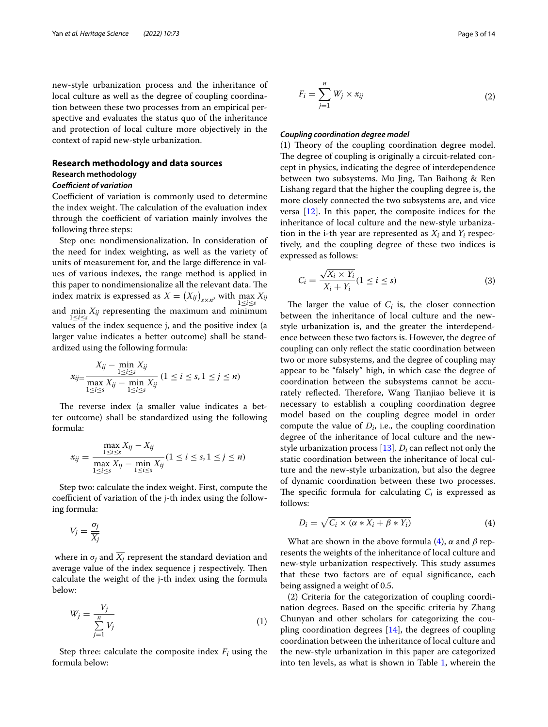new-style urbanization process and the inheritance of local culture as well as the degree of coupling coordination between these two processes from an empirical perspective and evaluates the status quo of the inheritance and protection of local culture more objectively in the context of rapid new-style urbanization.

## Research methodology and data sources

### Research methodology

#### *Coefficient of variation*

Coefficient of variation is commonly used to determine the index weight. The calculation of the evaluation index through the coefficient of variation mainly involves the following three steps:

Step one: nondimensionalization. In consideration of the need for index weighting, as well as the variety of units of measurement for, and the large difference in values of various indexes, the range method is applied in this paper to nondimensionalize all the relevant data. The index matrix is expressed as $X = (X_{ij})_{s \times n}$, with $\max\limits_{1 \le i \le s} X_{ij}$ and $\min\limits_{1 \le i \le s} X_{ij}$ representing the maximum and minimum values of the index sequence j, and the positive index (a larger value indicates a better outcome) shall be standardized using the following formula:

$$x_{ij} = \frac{X_{ij} - \min\limits_{1 \le i \le s} X_{ij}}{\max\limits_{1 \le i \le s} X_{ij} - \min\limits_{1 \le i \le s} X_{ij}} \ (1 \le i \le s, 1 \le j \le n)$$

The reverse index (a smaller value indicates a better outcome) shall be standardized using the following formula:

$$x_{ij} = \frac{\max\limits_{1 \le i \le s} X_{ij} - X_{ij}}{\max\limits_{1 \le i \le s} X_{ij} - \min\limits_{1 \le i \le s} X_{ij}} (1 \le i \le s, 1 \le j \le n)$$

Step two: calculate the index weight. First, compute the coefficient of variation of the j-th index using the following formula:

$$V_j = \frac{\sigma_j}{\overline{X_j}}$$

where in $\sigma_j$ and $\overline{X_j}$ represent the standard deviation and average value of the index sequence j respectively. Then calculate the weight of the j-th index using the formula below:

$$W_j = \frac{V_j}{\sum\limits_{j=1}^{n} V_j} \tag{1}$$

Step three: calculate the composite index $F_i$ using the formula below:

$$F_i = \sum_{j=1}^{n} W_j \times x_{ij} \tag{2}$$

#### *Coupling coordination degree model*

(1) Theory of the coupling coordination degree model. The degree of coupling is originally a circuit-related concept in physics, indicating the degree of interdependence between two subsystems. Mu Jing, Tan Baihong & Ren Lishang regard that the higher the coupling degree is, the more closely connected the two subsystems are, and vice versa [12]. In this paper, the composite indices for the inheritance of local culture and the new-style urbanization in the i-th year are represented as $X_i$ and $Y_i$ respectively, and the coupling degree of these two indices is expressed as follows:

$$C_i = \frac{\sqrt{X_i \times Y_i}}{X_i + Y_i} (1 \le i \le s) \tag{3}$$

The larger the value of $C_i$ is, the closer connection between the inheritance of local culture and the new-style urbanization is, and the greater the interdependence between these two factors is. However, the degree of coupling can only reflect the static coordination between two or more subsystems, and the degree of coupling may appear to be "falsely" high, in which case the degree of coordination between the subsystems cannot be accurately reflected. Therefore, Wang Tianjiao believe it is necessary to establish a coupling coordination degree model based on the coupling degree model in order compute the value of $D_i$, i.e., the coupling coordination degree of the inheritance of local culture and the new-style urbanization process [13]. $D_i$ can reflect not only the static coordination between the inheritance of local culture and the new-style urbanization, but also the degree of dynamic coordination between these two processes. The specific formula for calculating $C_i$ is expressed as follows:

$$D_i = \sqrt{C_i \times (\alpha * X_i + \beta * Y_i)} \tag{4}$$

What are shown in the above formula (4), $\alpha$ and $\beta$ represents the weights of the inheritance of local culture and new-style urbanization respectively. This study assumes that these two factors are of equal significance, each being assigned a weight of 0.5.

(2) Criteria for the categorization of coupling coordination degrees. Based on the specific criteria by Zhang Chunyan and other scholars for categorizing the coupling coordination degrees [14], the degrees of coupling coordination between the inheritance of local culture and the new-style urbanization in this paper are categorized into ten levels, as what is shown in Table 1, wherein the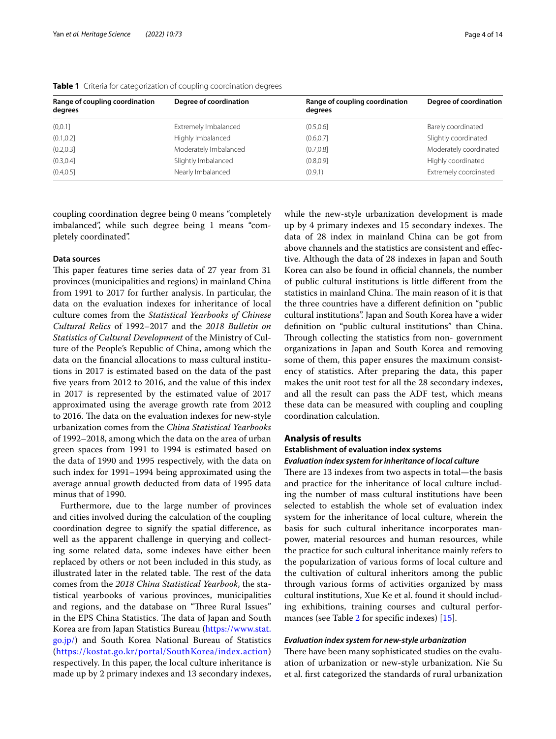**Table 1** Criteria for categorization of coupling coordination degrees

| Range of coupling coordination degrees | Degree of coordination | Range of coupling coordination degrees | Degree of coordination |
|---|---|---|---|
| (0,0.1] | Extremely Imbalanced | (0.5,0.6] | Barely coordinated |
| (0.1,0.2] | Highly Imbalanced | (0.6,0.7] | Slightly coordinated |
| (0.2,0.3] | Moderately Imbalanced | (0.7,0.8] | Moderately coordinated |
| (0.3,0.4] | Slightly Imbalanced | (0.8,0.9] | Highly coordinated |
| (0.4,0.5] | Nearly Imbalanced | (0.9,1) | Extremely coordinated |

coupling coordination degree being 0 means "completely imbalanced", while such degree being 1 means "completely coordinated".

#### Data sources

This paper features time series data of 27 year from 31 provinces (municipalities and regions) in mainland China from 1991 to 2017 for further analysis. In particular, the data on the evaluation indexes for inheritance of local culture comes from the *Statistical Yearbooks of Chinese Cultural Relics* of 1992–2017 and the *2018 Bulletin on Statistics of Cultural Development* of the Ministry of Culture of the People's Republic of China, among which the data on the financial allocations to mass cultural institutions in 2017 is estimated based on the data of the past five years from 2012 to 2016, and the value of this index in 2017 is represented by the estimated value of 2017 approximated using the average growth rate from 2012 to 2016. The data on the evaluation indexes for new-style urbanization comes from the *China Statistical Yearbooks* of 1992–2018, among which the data on the area of urban green spaces from 1991 to 1994 is estimated based on the data of 1990 and 1995 respectively, with the data on such index for 1991–1994 being approximated using the average annual growth deducted from data of 1995 data minus that of 1990.

Furthermore, due to the large number of provinces and cities involved during the calculation of the coupling coordination degree to signify the spatial difference, as well as the apparent challenge in querying and collecting some related data, some indexes have either been replaced by others or not been included in this study, as illustrated later in the related table. The rest of the data comes from the *2018 China Statistical Yearbook*, the statistical yearbooks of various provinces, municipalities and regions, and the database on "Three Rural Issues" in the EPS China Statistics. The data of Japan and South Korea are from Japan Statistics Bureau (https://www.stat.go.jp/) and South Korea National Bureau of Statistics (https://kostat.go.kr/portal/SouthKorea/index.action) respectively. In this paper, the local culture inheritance is made up by 2 primary indexes and 13 secondary indexes, while the new-style urbanization development is made up by 4 primary indexes and 15 secondary indexes. The data of 28 index in mainland China can be got from above channels and the statistics are consistent and effective. Although the data of 28 indexes in Japan and South Korea can also be found in official channels, the number of public cultural institutions is little different from the statistics in mainland China. The main reason of it is that the three countries have a different definition on "public cultural institutions". Japan and South Korea have a wider definition on "public cultural institutions" than China. Through collecting the statistics from non- government organizations in Japan and South Korea and removing some of them, this paper ensures the maximum consistency of statistics. After preparing the data, this paper makes the unit root test for all the 28 secondary indexes, and all the result can pass the ADF test, which means these data can be measured with coupling and coupling coordination calculation.

## Analysis of results

### Establishment of evaluation index systems

#### *Evaluation index system for inheritance of local culture*

There are 13 indexes from two aspects in total—the basis and practice for the inheritance of local culture including the number of mass cultural institutions have been selected to establish the whole set of evaluation index system for the inheritance of local culture, wherein the basis for such cultural inheritance incorporates manpower, material resources and human resources, while the practice for such cultural inheritance mainly refers to the popularization of various forms of local culture and the cultivation of cultural inheritors among the public through various forms of activities organized by mass cultural institutions, Xue Ke et al. found it should including exhibitions, training courses and cultural performances (see Table 2 for specific indexes) [15].

#### *Evaluation index system for new-style urbanization*

There have been many sophisticated studies on the evaluation of urbanization or new-style urbanization. Nie Su et al. first categorized the standards of rural urbanization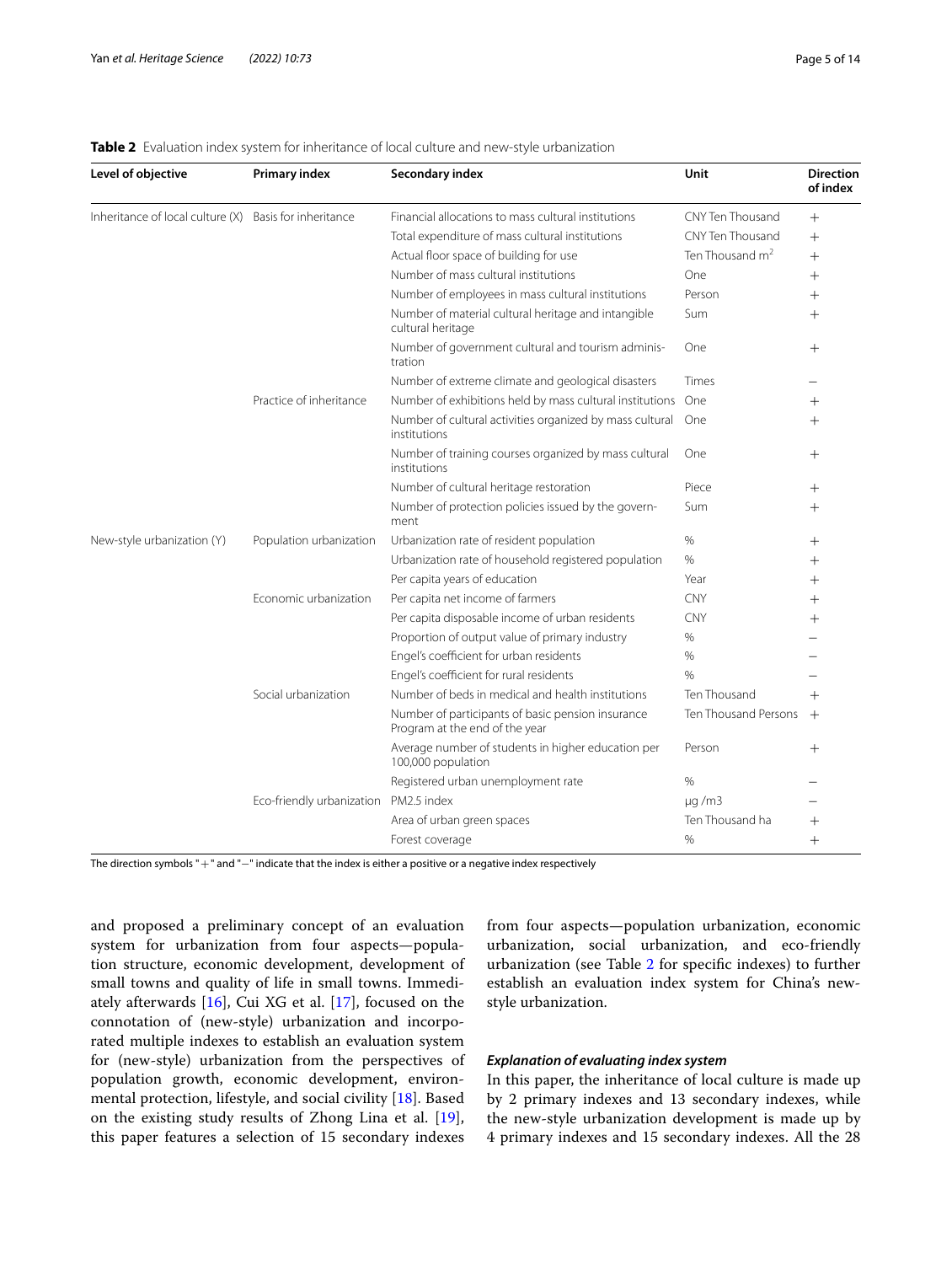**Table 2** Evaluation index system for inheritance of local culture and new-style urbanization

| Level of objective | Primary index | Secondary index | Unit | Direction of index |
|---|---|---|---|---|
| Inheritance of local culture (X) | Basis for inheritance | Financial allocations to mass cultural institutions | CNY Ten Thousand | + |
| | | Total expenditure of mass cultural institutions | CNY Ten Thousand | + |
| | | Actual floor space of building for use | Ten Thousand $m^2$ | + |
| | | Number of mass cultural institutions | One | + |
| | | Number of employees in mass cultural institutions | Person | + |
| | | Number of material cultural heritage and intangible cultural heritage | Sum | + |
| | | Number of government cultural and tourism administration | One | + |
| | | Number of extreme climate and geological disasters | Times | − |
| | Practice of inheritance | Number of exhibitions held by mass cultural institutions | One | + |
| | | Number of cultural activities organized by mass cultural institutions | One | + |
| | | Number of training courses organized by mass cultural institutions | One | + |
| | | Number of cultural heritage restoration | Piece | + |
| | | Number of protection policies issued by the government | Sum | + |
| New-style urbanization (Y) | Population urbanization | Urbanization rate of resident population | % | + |
| | | Urbanization rate of household registered population | % | + |
| | | Per capita years of education | Year | + |
| | Economic urbanization | Per capita net income of farmers | CNY | + |
| | | Per capita disposable income of urban residents | CNY | + |
| | | Proportion of output value of primary industry | % | − |
| | | Engel's coefficient for urban residents | % | − |
| | | Engel's coefficient for rural residents | % | − |
| | Social urbanization | Number of beds in medical and health institutions | Ten Thousand | + |
| | | Number of participants of basic pension insurance Program at the end of the year | Ten Thousand Persons | + |
| | | Average number of students in higher education per 100,000 population | Person | + |
| | | Registered urban unemployment rate | % | − |
| | Eco-friendly urbanization | PM2.5 index | μg /m3 | − |
| | | Area of urban green spaces | Ten Thousand ha | + |
| | | Forest coverage | % | + |

The direction symbols "+" and "−" indicate that the index is either a positive or a negative index respectively

and proposed a preliminary concept of an evaluation system for urbanization from four aspects—population structure, economic development, development of small towns and quality of life in small towns. Immediately afterwards [16], Cui XG et al. [17], focused on the connotation of (new-style) urbanization and incorporated multiple indexes to establish an evaluation system for (new-style) urbanization from the perspectives of population growth, economic development, environmental protection, lifestyle, and social civility [18]. Based on the existing study results of Zhong Lina et al. [19], this paper features a selection of 15 secondary indexes from four aspects—population urbanization, economic urbanization, social urbanization, and eco-friendly urbanization (see Table 2 for specific indexes) to further establish an evaluation index system for China's new-style urbanization.

### *Explanation of evaluating index system*

In this paper, the inheritance of local culture is made up by 2 primary indexes and 13 secondary indexes, while the new-style urbanization development is made up by 4 primary indexes and 15 secondary indexes. All the 28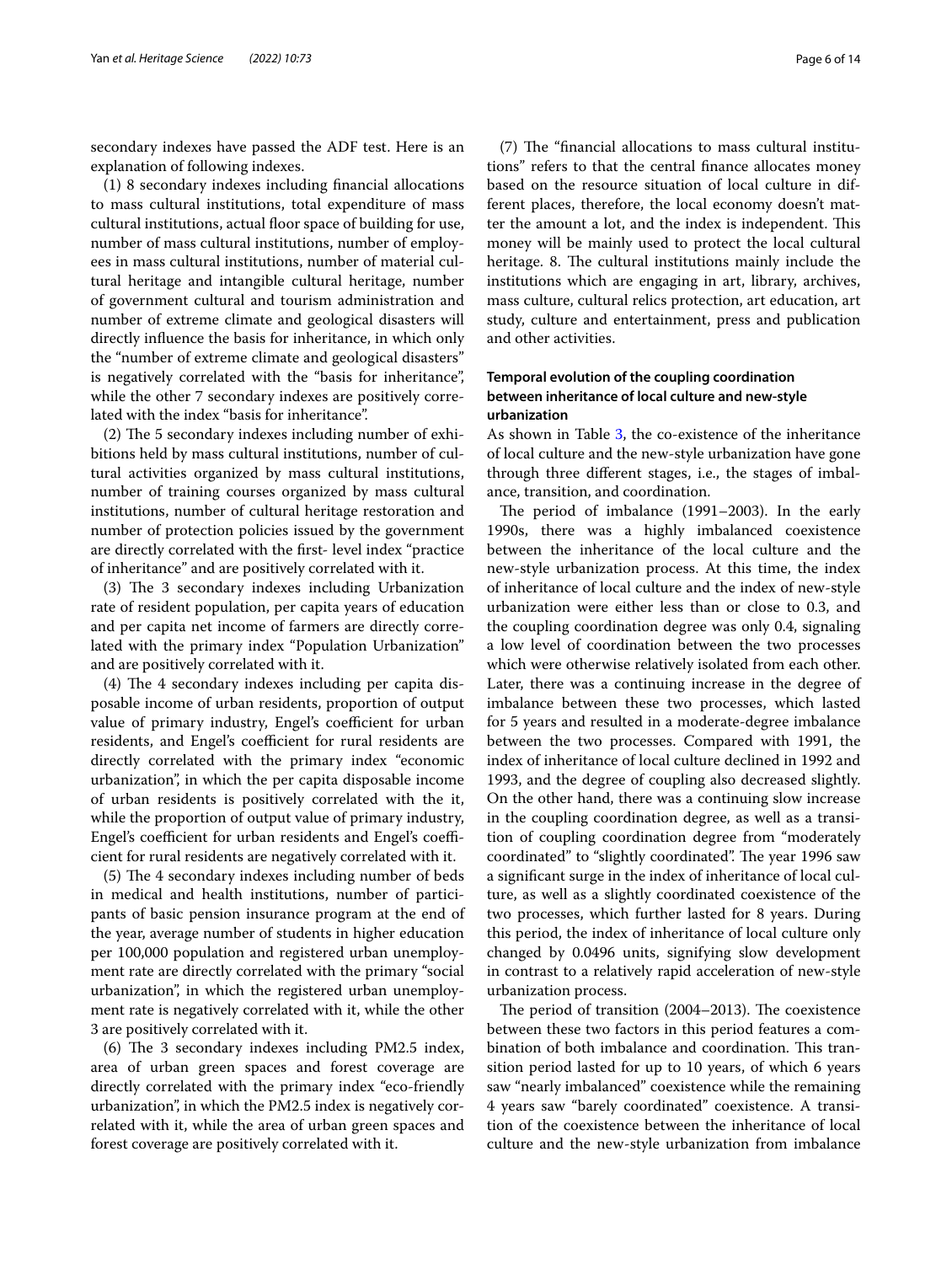secondary indexes have passed the ADF test. Here is an explanation of following indexes.

(1) 8 secondary indexes including financial allocations to mass cultural institutions, total expenditure of mass cultural institutions, actual floor space of building for use, number of mass cultural institutions, number of employees in mass cultural institutions, number of material cultural heritage and intangible cultural heritage, number of government cultural and tourism administration and number of extreme climate and geological disasters will directly influence the basis for inheritance, in which only the "number of extreme climate and geological disasters" is negatively correlated with the "basis for inheritance", while the other 7 secondary indexes are positively correlated with the index "basis for inheritance".

(2) The 5 secondary indexes including number of exhibitions held by mass cultural institutions, number of cultural activities organized by mass cultural institutions, number of training courses organized by mass cultural institutions, number of cultural heritage restoration and number of protection policies issued by the government are directly correlated with the first- level index "practice of inheritance" and are positively correlated with it.

(3) The 3 secondary indexes including Urbanization rate of resident population, per capita years of education and per capita net income of farmers are directly correlated with the primary index "Population Urbanization" and are positively correlated with it.

(4) The 4 secondary indexes including per capita disposable income of urban residents, proportion of output value of primary industry, Engel's coefficient for urban residents, and Engel's coefficient for rural residents are directly correlated with the primary index "economic urbanization", in which the per capita disposable income of urban residents is positively correlated with the it, while the proportion of output value of primary industry, Engel's coefficient for urban residents and Engel's coefficient for rural residents are negatively correlated with it.

(5) The 4 secondary indexes including number of beds in medical and health institutions, number of participants of basic pension insurance program at the end of the year, average number of students in higher education per 100,000 population and registered urban unemployment rate are directly correlated with the primary "social urbanization", in which the registered urban unemployment rate is negatively correlated with it, while the other 3 are positively correlated with it.

(6) The 3 secondary indexes including PM2.5 index, area of urban green spaces and forest coverage are directly correlated with the primary index "eco-friendly urbanization", in which the PM2.5 index is negatively correlated with it, while the area of urban green spaces and forest coverage are positively correlated with it.

(7) The "financial allocations to mass cultural institutions" refers to that the central finance allocates money based on the resource situation of local culture in different places, therefore, the local economy doesn't matter the amount a lot, and the index is independent. This money will be mainly used to protect the local cultural heritage. 8. The cultural institutions mainly include the institutions which are engaging in art, library, archives, mass culture, cultural relics protection, art education, art study, culture and entertainment, press and publication and other activities.

### Temporal evolution of the coupling coordination between inheritance of local culture and new-style urbanization

As shown in Table 3, the co-existence of the inheritance of local culture and the new-style urbanization have gone through three different stages, i.e., the stages of imbalance, transition, and coordination.

The period of imbalance (1991–2003). In the early 1990s, there was a highly imbalanced coexistence between the inheritance of the local culture and the new-style urbanization process. At this time, the index of inheritance of local culture and the index of new-style urbanization were either less than or close to 0.3, and the coupling coordination degree was only 0.4, signaling a low level of coordination between the two processes which were otherwise relatively isolated from each other. Later, there was a continuing increase in the degree of imbalance between these two processes, which lasted for 5 years and resulted in a moderate-degree imbalance between the two processes. Compared with 1991, the index of inheritance of local culture declined in 1992 and 1993, and the degree of coupling also decreased slightly. On the other hand, there was a continuing slow increase in the coupling coordination degree, as well as a transition of coupling coordination degree from "moderately coordinated" to "slightly coordinated". The year 1996 saw a significant surge in the index of inheritance of local culture, as well as a slightly coordinated coexistence of the two processes, which further lasted for 8 years. During this period, the index of inheritance of local culture only changed by 0.0496 units, signifying slow development in contrast to a relatively rapid acceleration of new-style urbanization process.

The period of transition (2004–2013). The coexistence between these two factors in this period features a combination of both imbalance and coordination. This transition period lasted for up to 10 years, of which 6 years saw "nearly imbalanced" coexistence while the remaining 4 years saw "barely coordinated" coexistence. A transition of the coexistence between the inheritance of local culture and the new-style urbanization from imbalance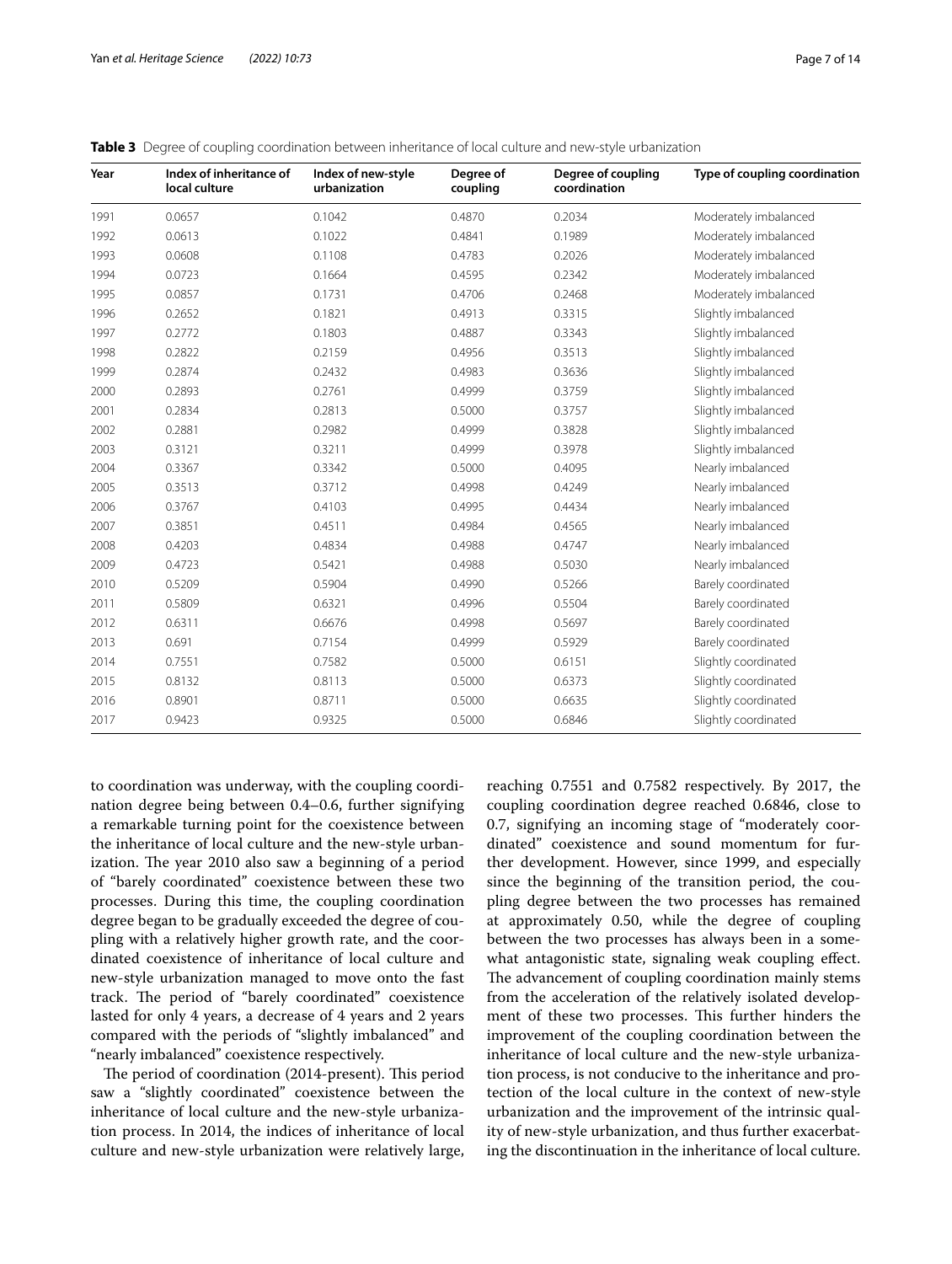**Table 3** Degree of coupling coordination between inheritance of local culture and new-style urbanization

| Year | Index of inheritance of local culture | Index of new-style urbanization | Degree of coupling | Degree of coupling coordination | Type of coupling coordination |
|---|---|---|---|---|---|
| 1991 | 0.0657 | 0.1042 | 0.4870 | 0.2034 | Moderately imbalanced |
| 1992 | 0.0613 | 0.1022 | 0.4841 | 0.1989 | Moderately imbalanced |
| 1993 | 0.0608 | 0.1108 | 0.4783 | 0.2026 | Moderately imbalanced |
| 1994 | 0.0723 | 0.1664 | 0.4595 | 0.2342 | Moderately imbalanced |
| 1995 | 0.0857 | 0.1731 | 0.4706 | 0.2468 | Moderately imbalanced |
| 1996 | 0.2652 | 0.1821 | 0.4913 | 0.3315 | Slightly imbalanced |
| 1997 | 0.2772 | 0.1803 | 0.4887 | 0.3343 | Slightly imbalanced |
| 1998 | 0.2822 | 0.2159 | 0.4956 | 0.3513 | Slightly imbalanced |
| 1999 | 0.2874 | 0.2432 | 0.4983 | 0.3636 | Slightly imbalanced |
| 2000 | 0.2893 | 0.2761 | 0.4999 | 0.3759 | Slightly imbalanced |
| 2001 | 0.2834 | 0.2813 | 0.5000 | 0.3757 | Slightly imbalanced |
| 2002 | 0.2881 | 0.2982 | 0.4999 | 0.3828 | Slightly imbalanced |
| 2003 | 0.3121 | 0.3211 | 0.4999 | 0.3978 | Slightly imbalanced |
| 2004 | 0.3367 | 0.3342 | 0.5000 | 0.4095 | Nearly imbalanced |
| 2005 | 0.3513 | 0.3712 | 0.4998 | 0.4249 | Nearly imbalanced |
| 2006 | 0.3767 | 0.4103 | 0.4995 | 0.4434 | Nearly imbalanced |
| 2007 | 0.3851 | 0.4511 | 0.4984 | 0.4565 | Nearly imbalanced |
| 2008 | 0.4203 | 0.4834 | 0.4988 | 0.4747 | Nearly imbalanced |
| 2009 | 0.4723 | 0.5421 | 0.4988 | 0.5030 | Nearly imbalanced |
| 2010 | 0.5209 | 0.5904 | 0.4990 | 0.5266 | Barely coordinated |
| 2011 | 0.5809 | 0.6321 | 0.4996 | 0.5504 | Barely coordinated |
| 2012 | 0.6311 | 0.6676 | 0.4998 | 0.5697 | Barely coordinated |
| 2013 | 0.691 | 0.7154 | 0.4999 | 0.5929 | Barely coordinated |
| 2014 | 0.7551 | 0.7582 | 0.5000 | 0.6151 | Slightly coordinated |
| 2015 | 0.8132 | 0.8113 | 0.5000 | 0.6373 | Slightly coordinated |
| 2016 | 0.8901 | 0.8711 | 0.5000 | 0.6635 | Slightly coordinated |
| 2017 | 0.9423 | 0.9325 | 0.5000 | 0.6846 | Slightly coordinated |

to coordination was underway, with the coupling coordination degree being between 0.4–0.6, further signifying a remarkable turning point for the coexistence between the inheritance of local culture and the new-style urbanization. The year 2010 also saw a beginning of a period of "barely coordinated" coexistence between these two processes. During this time, the coupling coordination degree began to be gradually exceeded the degree of coupling with a relatively higher growth rate, and the coordinated coexistence of inheritance of local culture and new-style urbanization managed to move onto the fast track. The period of "barely coordinated" coexistence lasted for only 4 years, a decrease of 4 years and 2 years compared with the periods of "slightly imbalanced" and "nearly imbalanced" coexistence respectively.

The period of coordination (2014-present). This period saw a "slightly coordinated" coexistence between the inheritance of local culture and the new-style urbanization process. In 2014, the indices of inheritance of local culture and new-style urbanization were relatively large, reaching 0.7551 and 0.7582 respectively. By 2017, the coupling coordination degree reached 0.6846, close to 0.7, signifying an incoming stage of "moderately coordinated" coexistence and sound momentum for further development. However, since 1999, and especially since the beginning of the transition period, the coupling degree between the two processes has remained at approximately 0.50, while the degree of coupling between the two processes has always been in a somewhat antagonistic state, signaling weak coupling effect. The advancement of coupling coordination mainly stems from the acceleration of the relatively isolated development of these two processes. This further hinders the improvement of the coupling coordination between the inheritance of local culture and the new-style urbanization process, is not conducive to the inheritance and protection of the local culture in the context of new-style urbanization and the improvement of the intrinsic quality of new-style urbanization, and thus further exacerbating the discontinuation in the inheritance of local culture.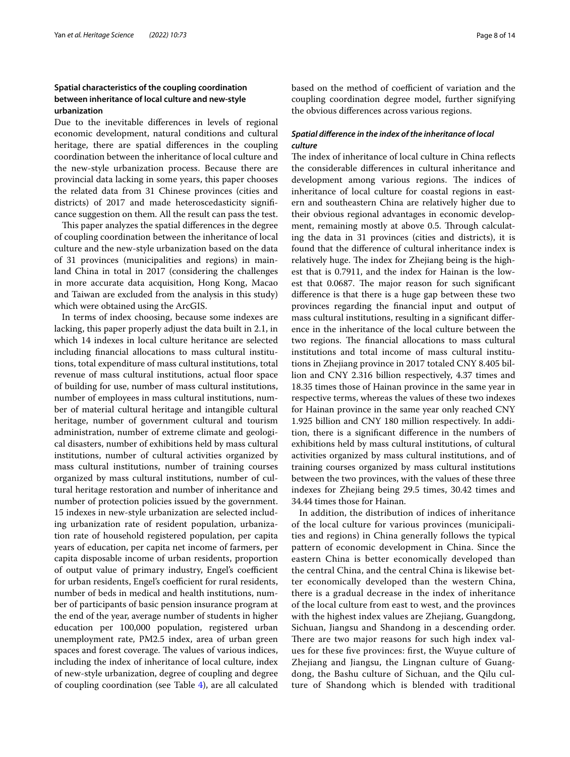### Spatial characteristics of the coupling coordination between inheritance of local culture and new-style urbanization

Due to the inevitable differences in levels of regional economic development, natural conditions and cultural heritage, there are spatial differences in the coupling coordination between the inheritance of local culture and the new-style urbanization process. Because there are provincial data lacking in some years, this paper chooses the related data from 31 Chinese provinces (cities and districts) of 2017 and made heteroscedasticity significance suggestion on them. All the result can pass the test.

This paper analyzes the spatial differences in the degree of coupling coordination between the inheritance of local culture and the new-style urbanization based on the data of 31 provinces (municipalities and regions) in mainland China in total in 2017 (considering the challenges in more accurate data acquisition, Hong Kong, Macao and Taiwan are excluded from the analysis in this study) which were obtained using the ArcGIS.

In terms of index choosing, because some indexes are lacking, this paper properly adjust the data built in 2.1, in which 14 indexes in local culture heritance are selected including financial allocations to mass cultural institutions, total expenditure of mass cultural institutions, total revenue of mass cultural institutions, actual floor space of building for use, number of mass cultural institutions, number of employees in mass cultural institutions, number of material cultural heritage and intangible cultural heritage, number of government cultural and tourism administration, number of extreme climate and geological disasters, number of exhibitions held by mass cultural institutions, number of cultural activities organized by mass cultural institutions, number of training courses organized by mass cultural institutions, number of cultural heritage restoration and number of inheritance and number of protection policies issued by the government. 15 indexes in new-style urbanization are selected including urbanization rate of resident population, urbanization rate of household registered population, per capita years of education, per capita net income of farmers, per capita disposable income of urban residents, proportion of output value of primary industry, Engel's coefficient for urban residents, Engel's coefficient for rural residents, number of beds in medical and health institutions, number of participants of basic pension insurance program at the end of the year, average number of students in higher education per 100,000 population, registered urban unemployment rate, PM2.5 index, area of urban green spaces and forest coverage. The values of various indices, including the index of inheritance of local culture, index of new-style urbanization, degree of coupling and degree of coupling coordination (see Table 4), are all calculated based on the method of coefficient of variation and the coupling coordination degree model, further signifying the obvious differences across various regions.

#### *Spatial difference in the index of the inheritance of local culture*

The index of inheritance of local culture in China reflects the considerable differences in cultural inheritance and development among various regions. The indices of inheritance of local culture for coastal regions in eastern and southeastern China are relatively higher due to their obvious regional advantages in economic development, remaining mostly at above 0.5. Through calculating the data in 31 provinces (cities and districts), it is found that the difference of cultural inheritance index is relatively huge. The index for Zhejiang being is the highest that is 0.7911, and the index for Hainan is the lowest that 0.0687. The major reason for such significant difference is that there is a huge gap between these two provinces regarding the financial input and output of mass cultural institutions, resulting in a significant difference in the inheritance of the local culture between the two regions. The financial allocations to mass cultural institutions and total income of mass cultural institutions in Zhejiang province in 2017 totaled CNY 8.405 billion and CNY 2.316 billion respectively, 4.37 times and 18.35 times those of Hainan province in the same year in respective terms, whereas the values of these two indexes for Hainan province in the same year only reached CNY 1.925 billion and CNY 180 million respectively. In addition, there is a significant difference in the numbers of exhibitions held by mass cultural institutions, of cultural activities organized by mass cultural institutions, and of training courses organized by mass cultural institutions between the two provinces, with the values of these three indexes for Zhejiang being 29.5 times, 30.42 times and 34.44 times those for Hainan.

In addition, the distribution of indices of inheritance of the local culture for various provinces (municipalities and regions) in China generally follows the typical pattern of economic development in China. Since the eastern China is better economically developed than the central China, and the central China is likewise better economically developed than the western China, there is a gradual decrease in the index of inheritance of the local culture from east to west, and the provinces with the highest index values are Zhejiang, Guangdong, Sichuan, Jiangsu and Shandong in a descending order. There are two major reasons for such high index values for these five provinces: first, the Wuyue culture of Zhejiang and Jiangsu, the Lingnan culture of Guangdong, the Bashu culture of Sichuan, and the Qilu culture of Shandong which is blended with traditional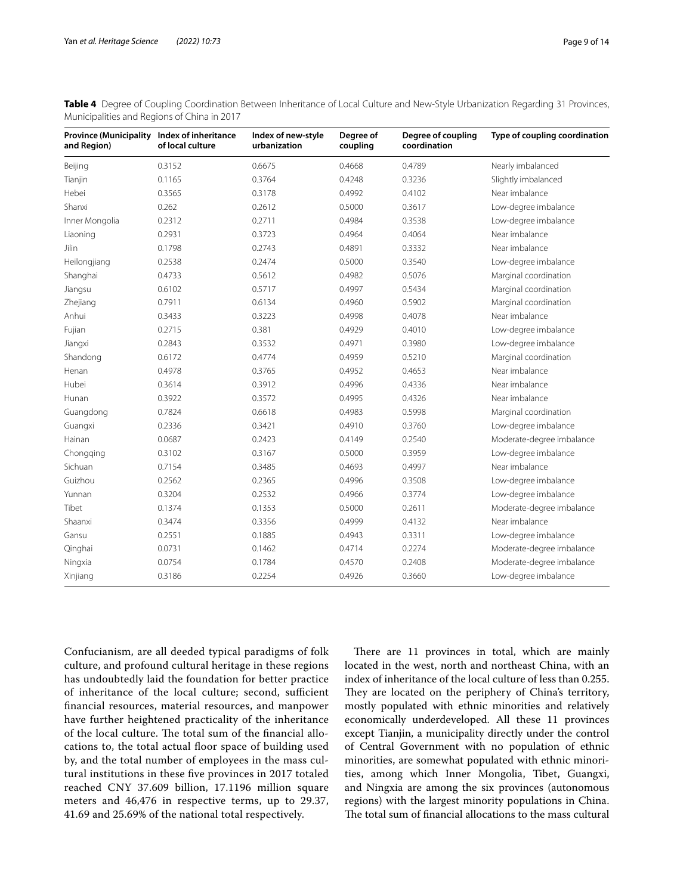**Table 4** Degree of Coupling Coordination Between Inheritance of Local Culture and New-Style Urbanization Regarding 31 Provinces, Municipalities and Regions of China in 2017

| Province (Municipality and Region) | Index of inheritance of local culture | Index of new-style urbanization | Degree of coupling | Degree of coupling coordination | Type of coupling coordination |
|---|---|---|---|---|---|
| Beijing | 0.3152 | 0.6675 | 0.4668 | 0.4789 | Nearly imbalanced |
| Tianjin | 0.1165 | 0.3764 | 0.4248 | 0.3236 | Slightly imbalanced |
| Hebei | 0.3565 | 0.3178 | 0.4992 | 0.4102 | Near imbalance |
| Shanxi | 0.262 | 0.2612 | 0.5000 | 0.3617 | Low-degree imbalance |
| Inner Mongolia | 0.2312 | 0.2711 | 0.4984 | 0.3538 | Low-degree imbalance |
| Liaoning | 0.2931 | 0.3723 | 0.4964 | 0.4064 | Near imbalance |
| Jilin | 0.1798 | 0.2743 | 0.4891 | 0.3332 | Near imbalance |
| Heilongjiang | 0.2538 | 0.2474 | 0.5000 | 0.3540 | Low-degree imbalance |
| Shanghai | 0.4733 | 0.5612 | 0.4982 | 0.5076 | Marginal coordination |
| Jiangsu | 0.6102 | 0.5717 | 0.4997 | 0.5434 | Marginal coordination |
| Zhejiang | 0.7911 | 0.6134 | 0.4960 | 0.5902 | Marginal coordination |
| Anhui | 0.3433 | 0.3223 | 0.4998 | 0.4078 | Near imbalance |
| Fujian | 0.2715 | 0.381 | 0.4929 | 0.4010 | Low-degree imbalance |
| Jiangxi | 0.2843 | 0.3532 | 0.4971 | 0.3980 | Low-degree imbalance |
| Shandong | 0.6172 | 0.4774 | 0.4959 | 0.5210 | Marginal coordination |
| Henan | 0.4978 | 0.3765 | 0.4952 | 0.4653 | Near imbalance |
| Hubei | 0.3614 | 0.3912 | 0.4996 | 0.4336 | Near imbalance |
| Hunan | 0.3922 | 0.3572 | 0.4995 | 0.4326 | Near imbalance |
| Guangdong | 0.7824 | 0.6618 | 0.4983 | 0.5998 | Marginal coordination |
| Guangxi | 0.2336 | 0.3421 | 0.4910 | 0.3760 | Low-degree imbalance |
| Hainan | 0.0687 | 0.2423 | 0.4149 | 0.2540 | Moderate-degree imbalance |
| Chongqing | 0.3102 | 0.3167 | 0.5000 | 0.3959 | Low-degree imbalance |
| Sichuan | 0.7154 | 0.3485 | 0.4693 | 0.4997 | Near imbalance |
| Guizhou | 0.2562 | 0.2365 | 0.4996 | 0.3508 | Low-degree imbalance |
| Yunnan | 0.3204 | 0.2532 | 0.4966 | 0.3774 | Low-degree imbalance |
| Tibet | 0.1374 | 0.1353 | 0.5000 | 0.2611 | Moderate-degree imbalance |
| Shaanxi | 0.3474 | 0.3356 | 0.4999 | 0.4132 | Near imbalance |
| Gansu | 0.2551 | 0.1885 | 0.4943 | 0.3311 | Low-degree imbalance |
| Qinghai | 0.0731 | 0.1462 | 0.4714 | 0.2274 | Moderate-degree imbalance |
| Ningxia | 0.0754 | 0.1784 | 0.4570 | 0.2408 | Moderate-degree imbalance |
| Xinjiang | 0.3186 | 0.2254 | 0.4926 | 0.3660 | Low-degree imbalance |

Confucianism, are all deeded typical paradigms of folk culture, and profound cultural heritage in these regions has undoubtedly laid the foundation for better practice of inheritance of the local culture; second, sufficient financial resources, material resources, and manpower have further heightened practicality of the inheritance of the local culture. The total sum of the financial allocations to, the total actual floor space of building used by, and the total number of employees in the mass cultural institutions in these five provinces in 2017 totaled reached CNY 37.609 billion, 17.1196 million square meters and 46,476 in respective terms, up to 29.37, 41.69 and 25.69% of the national total respectively.

There are 11 provinces in total, which are mainly located in the west, north and northeast China, with an index of inheritance of the local culture of less than 0.255. They are located on the periphery of China's territory, mostly populated with ethnic minorities and relatively economically underdeveloped. All these 11 provinces except Tianjin, a municipality directly under the control of Central Government with no population of ethnic minorities, are somewhat populated with ethnic minorities, among which Inner Mongolia, Tibet, Guangxi, and Ningxia are among the six provinces (autonomous regions) with the largest minority populations in China. The total sum of financial allocations to the mass cultural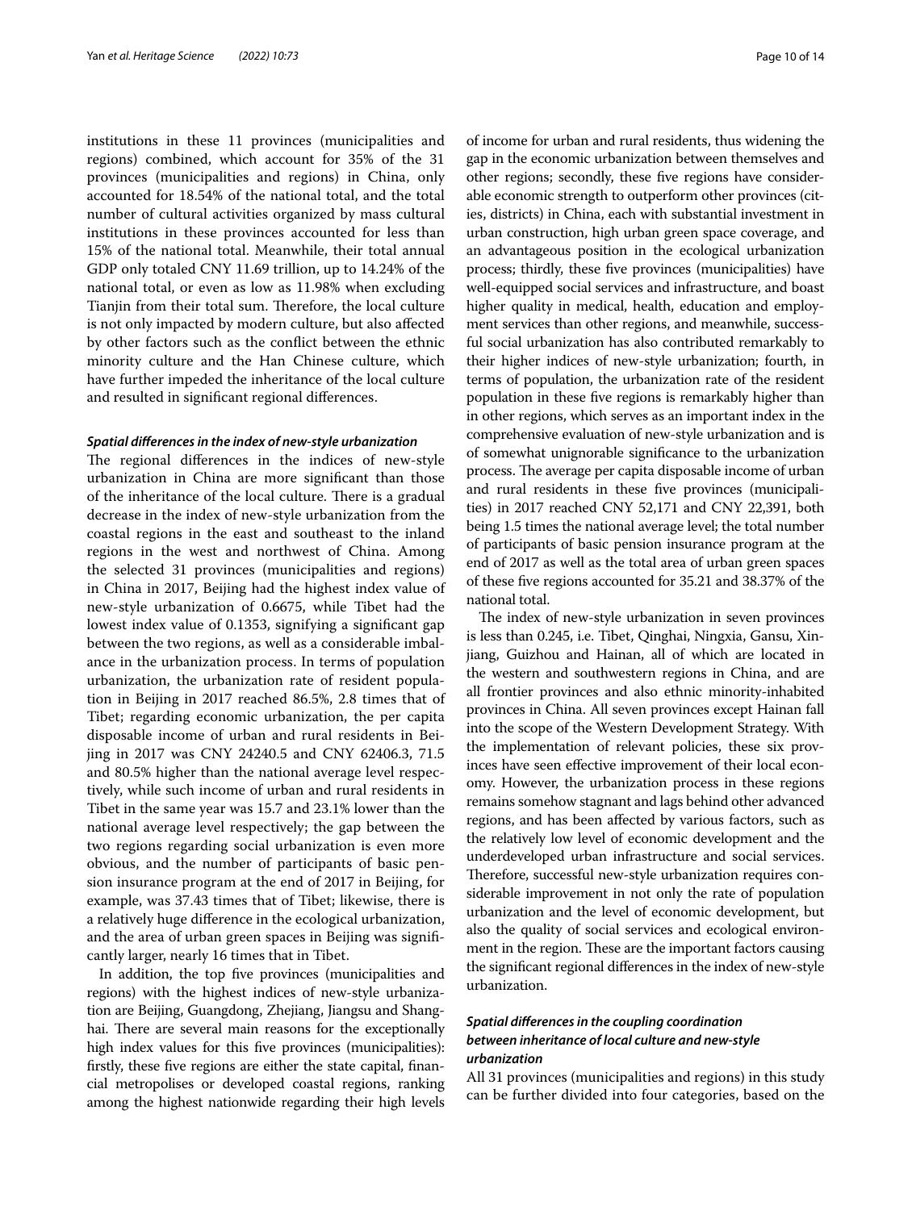institutions in these 11 provinces (municipalities and regions) combined, which account for 35% of the 31 provinces (municipalities and regions) in China, only accounted for 18.54% of the national total, and the total number of cultural activities organized by mass cultural institutions in these provinces accounted for less than 15% of the national total. Meanwhile, their total annual GDP only totaled CNY 11.69 trillion, up to 14.24% of the national total, or even as low as 11.98% when excluding Tianjin from their total sum. Therefore, the local culture is not only impacted by modern culture, but also affected by other factors such as the conflict between the ethnic minority culture and the Han Chinese culture, which have further impeded the inheritance of the local culture and resulted in significant regional differences.

### *Spatial differences in the index of new-style urbanization*

The regional differences in the indices of new-style urbanization in China are more significant than those of the inheritance of the local culture. There is a gradual decrease in the index of new-style urbanization from the coastal regions in the east and southeast to the inland regions in the west and northwest of China. Among the selected 31 provinces (municipalities and regions) in China in 2017, Beijing had the highest index value of new-style urbanization of 0.6675, while Tibet had the lowest index value of 0.1353, signifying a significant gap between the two regions, as well as a considerable imbalance in the urbanization process. In terms of population urbanization, the urbanization rate of resident population in Beijing in 2017 reached 86.5%, 2.8 times that of Tibet; regarding economic urbanization, the per capita disposable income of urban and rural residents in Beijing in 2017 was CNY 24240.5 and CNY 62406.3, 71.5 and 80.5% higher than the national average level respectively, while such income of urban and rural residents in Tibet in the same year was 15.7 and 23.1% lower than the national average level respectively; the gap between the two regions regarding social urbanization is even more obvious, and the number of participants of basic pension insurance program at the end of 2017 in Beijing, for example, was 37.43 times that of Tibet; likewise, there is a relatively huge difference in the ecological urbanization, and the area of urban green spaces in Beijing was significantly larger, nearly 16 times that in Tibet.

In addition, the top five provinces (municipalities and regions) with the highest indices of new-style urbanization are Beijing, Guangdong, Zhejiang, Jiangsu and Shanghai. There are several main reasons for the exceptionally high index values for this five provinces (municipalities): firstly, these five regions are either the state capital, financial metropolises or developed coastal regions, ranking among the highest nationwide regarding their high levels of income for urban and rural residents, thus widening the gap in the economic urbanization between themselves and other regions; secondly, these five regions have considerable economic strength to outperform other provinces (cities, districts) in China, each with substantial investment in urban construction, high urban green space coverage, and an advantageous position in the ecological urbanization process; thirdly, these five provinces (municipalities) have well-equipped social services and infrastructure, and boast higher quality in medical, health, education and employment services than other regions, and meanwhile, successful social urbanization has also contributed remarkably to their higher indices of new-style urbanization; fourth, in terms of population, the urbanization rate of the resident population in these five regions is remarkably higher than in other regions, which serves as an important index in the comprehensive evaluation of new-style urbanization and is of somewhat unignorable significance to the urbanization process. The average per capita disposable income of urban and rural residents in these five provinces (municipalities) in 2017 reached CNY 52,171 and CNY 22,391, both being 1.5 times the national average level; the total number of participants of basic pension insurance program at the end of 2017 as well as the total area of urban green spaces of these five regions accounted for 35.21 and 38.37% of the national total.

The index of new-style urbanization in seven provinces is less than 0.245, i.e. Tibet, Qinghai, Ningxia, Gansu, Xinjiang, Guizhou and Hainan, all of which are located in the western and southwestern regions in China, and are all frontier provinces and also ethnic minority-inhabited provinces in China. All seven provinces except Hainan fall into the scope of the Western Development Strategy. With the implementation of relevant policies, these six provinces have seen effective improvement of their local economy. However, the urbanization process in these regions remains somehow stagnant and lags behind other advanced regions, and has been affected by various factors, such as the relatively low level of economic development and the underdeveloped urban infrastructure and social services. Therefore, successful new-style urbanization requires considerable improvement in not only the rate of population urbanization and the level of economic development, but also the quality of social services and ecological environment in the region. These are the important factors causing the significant regional differences in the index of new-style urbanization.

### *Spatial differences in the coupling coordination between inheritance of local culture and new-style urbanization*

All 31 provinces (municipalities and regions) in this study can be further divided into four categories, based on the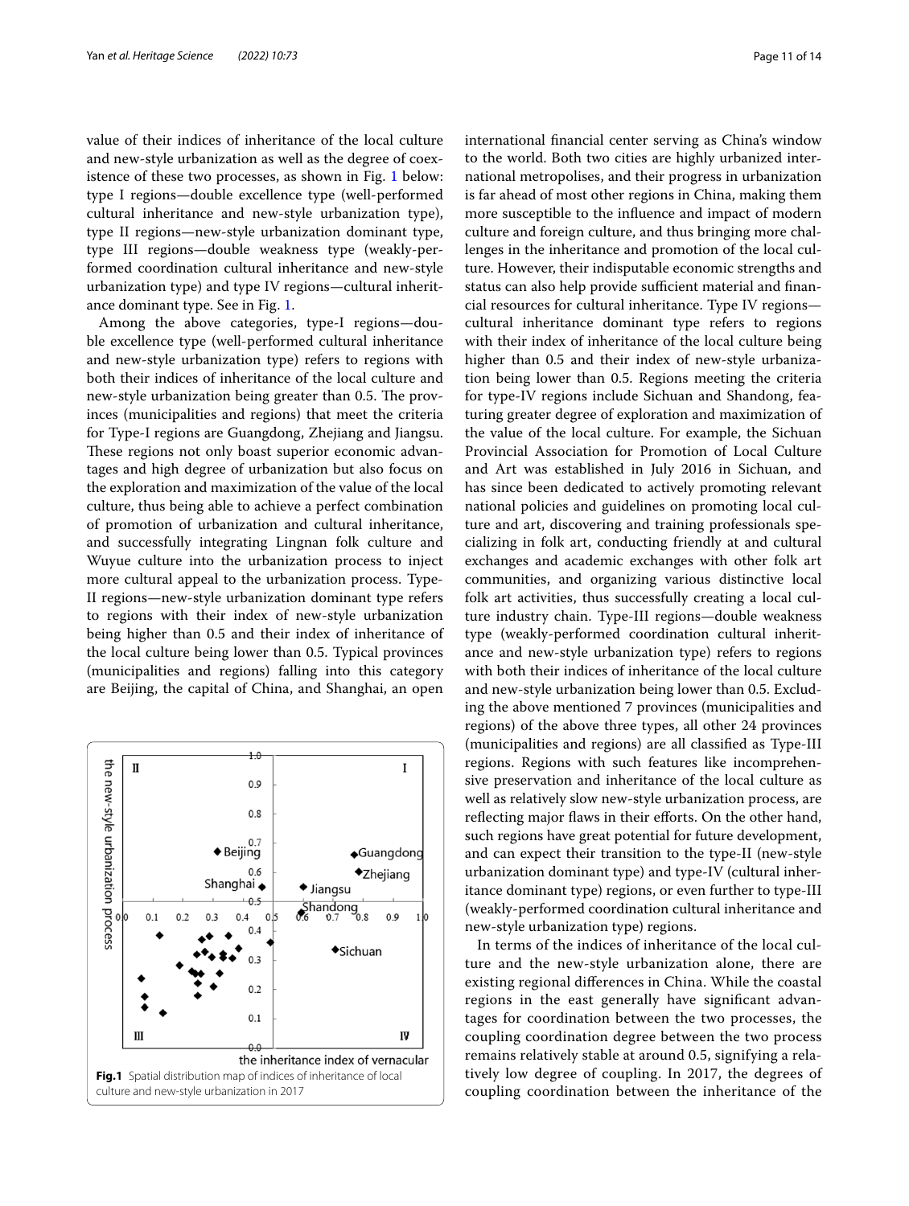value of their indices of inheritance of the local culture and new-style urbanization as well as the degree of coexistence of these two processes, as shown in Fig. 1 below: type I regions—double excellence type (well-performed cultural inheritance and new-style urbanization type), type II regions—new-style urbanization dominant type, type III regions—double weakness type (weakly-performed coordination cultural inheritance and new-style urbanization type) and type IV regions—cultural inheritance dominant type. See in Fig. 1.

Among the above categories, type-I regions—double excellence type (well-performed cultural inheritance and new-style urbanization type) refers to regions with both their indices of inheritance of the local culture and new-style urbanization being greater than 0.5. The provinces (municipalities and regions) that meet the criteria for Type-I regions are Guangdong, Zhejiang and Jiangsu. These regions not only boast superior economic advantages and high degree of urbanization but also focus on the exploration and maximization of the value of the local culture, thus being able to achieve a perfect combination of promotion of urbanization and cultural inheritance, and successfully integrating Lingnan folk culture and Wuyue culture into the urbanization process to inject more cultural appeal to the urbanization process. Type-II regions—new-style urbanization dominant type refers to regions with their index of new-style urbanization being higher than 0.5 and their index of inheritance of the local culture being lower than 0.5. Typical provinces (municipalities and regions) falling into this category are Beijing, the capital of China, and Shanghai, an open international financial center serving as China's window to the world. Both two cities are highly urbanized international metropolises, and their progress in urbanization is far ahead of most other regions in China, making them more susceptible to the influence and impact of modern culture and foreign culture, and thus bringing more challenges in the inheritance and promotion of the local culture. However, their indisputable economic strengths and status can also help provide sufficient material and financial resources for cultural inheritance. Type IV regions—cultural inheritance dominant type refers to regions with their index of inheritance of the local culture being higher than 0.5 and their index of new-style urbanization being lower than 0.5. Regions meeting the criteria for type-IV regions include Sichuan and Shandong, featuring greater degree of exploration and maximization of the value of the local culture. For example, the Sichuan Provincial Association for Promotion of Local Culture and Art was established in July 2016 in Sichuan, and has since been dedicated to actively promoting relevant national policies and guidelines on promoting local culture and art, discovering and training professionals specializing in folk art, conducting friendly at and cultural exchanges and academic exchanges with other folk art communities, and organizing various distinctive local folk art activities, thus successfully creating a local culture industry chain. Type-III regions—double weakness type (weakly-performed coordination cultural inheritance and new-style urbanization type) refers to regions with both their indices of inheritance of the local culture and new-style urbanization being lower than 0.5. Excluding the above mentioned 7 provinces (municipalities and regions) of the above three types, all other 24 provinces (municipalities and regions) are all classified as Type-III regions. Regions with such features like incomprehensive preservation and inheritance of the local culture as well as relatively slow new-style urbanization process, are reflecting major flaws in their efforts. On the other hand, such regions have great potential for future development, and can expect their transition to the type-II (new-style urbanization dominant type) and type-IV (cultural inheritance dominant type) regions, or even further to type-III (weakly-performed coordination cultural inheritance and new-style urbanization type) regions.

**Fig.1** Spatial distribution map of indices of inheritance of local culture and new-style urbanization in 2017

In terms of the indices of inheritance of the local culture and the new-style urbanization alone, there are existing regional differences in China. While the coastal regions in the east generally have significant advantages for coordination between the two processes, the coupling coordination degree between the two process remains relatively stable at around 0.5, signifying a relatively low degree of coupling. In 2017, the degrees of coupling coordination between the inheritance of the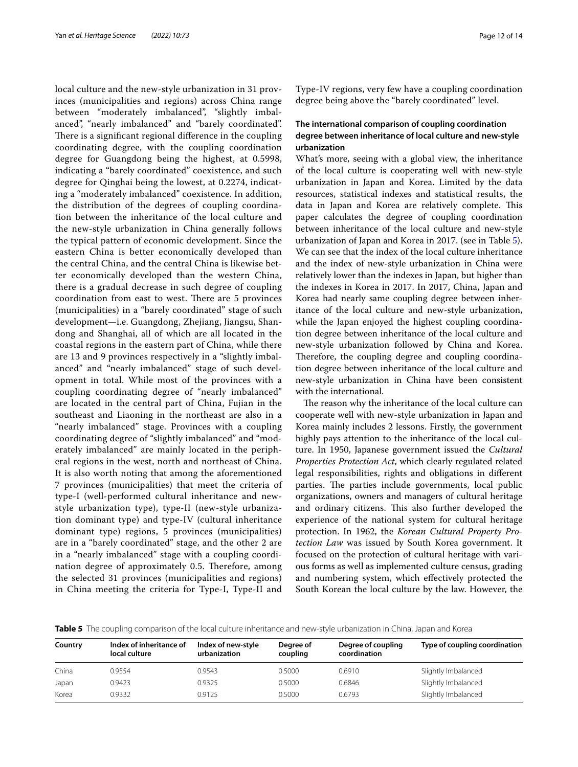local culture and the new-style urbanization in 31 provinces (municipalities and regions) across China range between "moderately imbalanced", "slightly imbalanced", "nearly imbalanced" and "barely coordinated". There is a significant regional difference in the coupling coordinating degree, with the coupling coordination degree for Guangdong being the highest, at 0.5998, indicating a "barely coordinated" coexistence, and such degree for Qinghai being the lowest, at 0.2274, indicating a "moderately imbalanced" coexistence. In addition, the distribution of the degrees of coupling coordination between the inheritance of the local culture and the new-style urbanization in China generally follows the typical pattern of economic development. Since the eastern China is better economically developed than the central China, and the central China is likewise better economically developed than the western China, there is a gradual decrease in such degree of coupling coordination from east to west. There are 5 provinces (municipalities) in a "barely coordinated" stage of such development—i.e. Guangdong, Zhejiang, Jiangsu, Shandong and Shanghai, all of which are all located in the coastal regions in the eastern part of China, while there are 13 and 9 provinces respectively in a "slightly imbalanced" and "nearly imbalanced" stage of such development in total. While most of the provinces with a coupling coordinating degree of "nearly imbalanced" are located in the central part of China, Fujian in the southeast and Liaoning in the northeast are also in a "nearly imbalanced" stage. Provinces with a coupling coordinating degree of "slightly imbalanced" and "moderately imbalanced" are mainly located in the peripheral regions in the west, north and northeast of China. It is also worth noting that among the aforementioned 7 provinces (municipalities) that meet the criteria of type-I (well-performed cultural inheritance and new-style urbanization type), type-II (new-style urbanization dominant type) and type-IV (cultural inheritance dominant type) regions, 5 provinces (municipalities) are in a "barely coordinated" stage, and the other 2 are in a "nearly imbalanced" stage with a coupling coordination degree of approximately 0.5. Therefore, among the selected 31 provinces (municipalities and regions) in China meeting the criteria for Type-I, Type-II and Type-IV regions, very few have a coupling coordination degree being above the "barely coordinated" level.

## The international comparison of coupling coordination degree between inheritance of local culture and new-style urbanization

What's more, seeing with a global view, the inheritance of the local culture is cooperating well with new-style urbanization in Japan and Korea. Limited by the data resources, statistical indexes and statistical results, the data in Japan and Korea are relatively complete. This paper calculates the degree of coupling coordination between inheritance of the local culture and new-style urbanization of Japan and Korea in 2017. (see in Table 5). We can see that the index of the local culture inheritance and the index of new-style urbanization in China were relatively lower than the indexes in Japan, but higher than the indexes in Korea in 2017. In 2017, China, Japan and Korea had nearly same coupling degree between inheritance of the local culture and new-style urbanization, while the Japan enjoyed the highest coupling coordination degree between inheritance of the local culture and new-style urbanization followed by China and Korea. Therefore, the coupling degree and coupling coordination degree between inheritance of the local culture and new-style urbanization in China have been consistent with the international.

The reason why the inheritance of the local culture can cooperate well with new-style urbanization in Japan and Korea mainly includes 2 lessons. Firstly, the government highly pays attention to the inheritance of the local culture. In 1950, Japanese government issued the *Cultural Properties Protection Act*, which clearly regulated related legal responsibilities, rights and obligations in different parties. The parties include governments, local public organizations, owners and managers of cultural heritage and ordinary citizens. This also further developed the experience of the national system for cultural heritage protection. In 1962, the *Korean Cultural Property Protection Law* was issued by South Korea government. It focused on the protection of cultural heritage with various forms as well as implemented culture census, grading and numbering system, which effectively protected the South Korean the local culture by the law. However, the

**Table 5** The coupling comparison of the local culture inheritance and new-style urbanization in China, Japan and Korea

| Country | Index of inheritance of local culture | Index of new-style urbanization | Degree of coupling | Degree of coupling coordination | Type of coupling coordination |
|---|---|---|---|---|---|
| China | 0.9554 | 0.9543 | 0.5000 | 0.6910 | Slightly Imbalanced |
| Japan | 0.9423 | 0.9325 | 0.5000 | 0.6846 | Slightly Imbalanced |
| Korea | 0.9332 | 0.9125 | 0.5000 | 0.6793 | Slightly Imbalanced |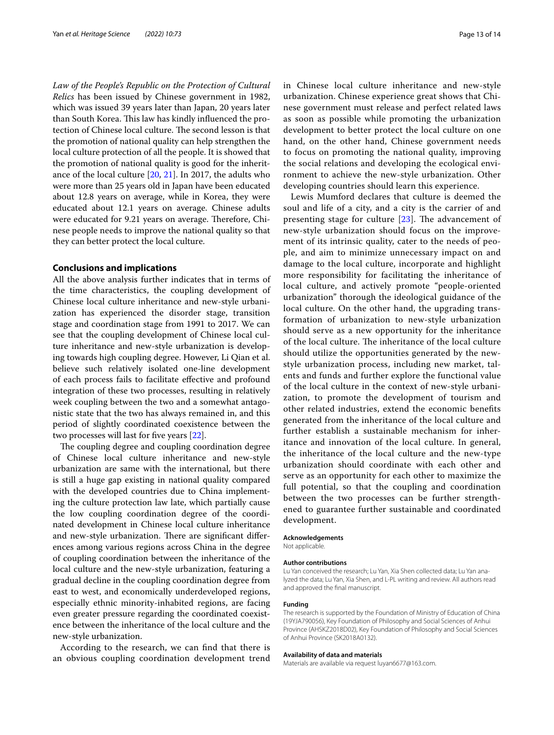*Law of the People's Republic on the Protection of Cultural Relics* has been issued by Chinese government in 1982, which was issued 39 years later than Japan, 20 years later than South Korea. This law has kindly influenced the protection of Chinese local culture. The second lesson is that the promotion of national quality can help strengthen the local culture protection of all the people. It is showed that the promotion of national quality is good for the inheritance of the local culture [20, 21]. In 2017, the adults who were more than 25 years old in Japan have been educated about 12.8 years on average, while in Korea, they were educated about 12.1 years on average. Chinese adults were educated for 9.21 years on average. Therefore, Chinese people needs to improve the national quality so that they can better protect the local culture.

## Conclusions and implications

All the above analysis further indicates that in terms of the time characteristics, the coupling development of Chinese local culture inheritance and new-style urbanization has experienced the disorder stage, transition stage and coordination stage from 1991 to 2017. We can see that the coupling development of Chinese local culture inheritance and new-style urbanization is developing towards high coupling degree. However, Li Qian et al. believe such relatively isolated one-line development of each process fails to facilitate effective and profound integration of these two processes, resulting in relatively week coupling between the two and a somewhat antagonistic state that the two has always remained in, and this period of slightly coordinated coexistence between the two processes will last for five years [22].

The coupling degree and coupling coordination degree of Chinese local culture inheritance and new-style urbanization are same with the international, but there is still a huge gap existing in national quality compared with the developed countries due to China implementing the culture protection law late, which partially cause the low coupling coordination degree of the coordinated development in Chinese local culture inheritance and new-style urbanization. There are significant differences among various regions across China in the degree of coupling coordination between the inheritance of the local culture and the new-style urbanization, featuring a gradual decline in the coupling coordination degree from east to west, and economically underdeveloped regions, especially ethnic minority-inhabited regions, are facing even greater pressure regarding the coordinated coexistence between the inheritance of the local culture and the new-style urbanization.

According to the research, we can find that there is an obvious coupling coordination development trend in Chinese local culture inheritance and new-style urbanization. Chinese experience great shows that Chinese government must release and perfect related laws as soon as possible while promoting the urbanization development to better protect the local culture on one hand, on the other hand, Chinese government needs to focus on promoting the national quality, improving the social relations and developing the ecological environment to achieve the new-style urbanization. Other developing countries should learn this experience.

Lewis Mumford declares that culture is deemed the soul and life of a city, and a city is the carrier of and presenting stage for culture [23]. The advancement of new-style urbanization should focus on the improvement of its intrinsic quality, cater to the needs of people, and aim to minimize unnecessary impact on and damage to the local culture, incorporate and highlight more responsibility for facilitating the inheritance of local culture, and actively promote "people-oriented urbanization" thorough the ideological guidance of the local culture. On the other hand, the upgrading transformation of urbanization to new-style urbanization should serve as a new opportunity for the inheritance of the local culture. The inheritance of the local culture should utilize the opportunities generated by the new-style urbanization process, including new market, talents and funds and further explore the functional value of the local culture in the context of new-style urbanization, to promote the development of tourism and other related industries, extend the economic benefits generated from the inheritance of the local culture and further establish a sustainable mechanism for inheritance and innovation of the local culture. In general, the inheritance of the local culture and the new-type urbanization should coordinate with each other and serve as an opportunity for each other to maximize the full potential, so that the coupling and coordination between the two processes can be further strengthened to guarantee further sustainable and coordinated development.

#### Acknowledgements

Not applicable.

#### Author contributions

Lu Yan conceived the research; Lu Yan, Xia Shen collected data; Lu Yan analyzed the data; Lu Yan, Xia Shen, and L-PL writing and review. All authors read and approved the final manuscript.

#### Funding

The research is supported by the Foundation of Ministry of Education of China (19YJA790056), Key Foundation of Philosophy and Social Sciences of Anhui Province (AHSKZ2018D02), Key Foundation of Philosophy and Social Sciences of Anhui Province (SK2018A0132).

#### Availability of data and materials

Materials are available via request luyan6677@163.com.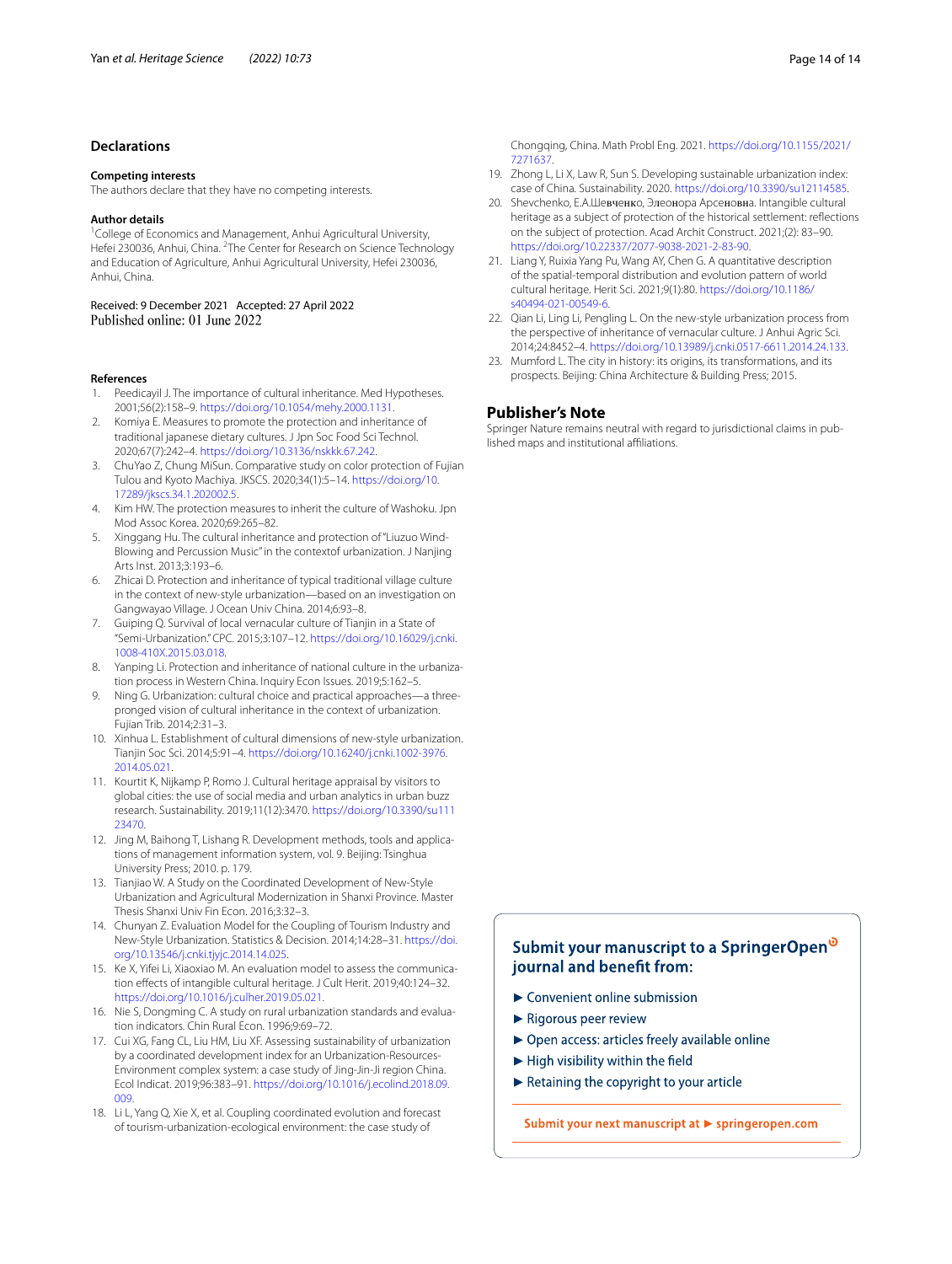## Declarations

### Competing interests

The authors declare that they have no competing interests.

### Author details

[1] College of Economics and Management, Anhui Agricultural University, Hefei 230036, Anhui, China. [2] The Center for Research on Science Technology and Education of Agriculture, Anhui Agricultural University, Hefei 230036, Anhui, China.

Received: 9 December 2021 Accepted: 27 April 2022
Published online: 01 June 2022

### References

1. Peedicayil J. The importance of cultural inheritance. Med Hypotheses. 2001;56(2):158–9. https://doi.org/10.1054/mehy.2000.1131.
2. Komiya E. Measures to promote the protection and inheritance of traditional japanese dietary cultures. J Jpn Soc Food Sci Technol. 2020;67(7):242–4. https://doi.org/10.3136/nskkk.67.242.
3. ChuYao Z, Chung MiSun. Comparative study on color protection of Fujian Tulou and Kyoto Machiya. JKSCS. 2020;34(1):5–14. https://doi.org/10.17289/jkscs.34.1.202002.5.
4. Kim HW. The protection measures to inherit the culture of Washoku. Jpn Mod Assoc Korea. 2020;69:265–82.
5. Xinggang Hu. The cultural inheritance and protection of "Liuzuo Wind-Blowing and Percussion Music" in the contextof urbanization. J Nanjing Arts Inst. 2013;3:193–6.
6. Zhicai D. Protection and inheritance of typical traditional village culture in the context of new-style urbanization—based on an investigation on Gangwayao Village. J Ocean Univ China. 2014;6:93–8.
7. Guiping Q. Survival of local vernacular culture of Tianjin in a State of "Semi-Urbanization." CPC. 2015;3:107–12. https://doi.org/10.16029/j.cnki.1008-410X.2015.03.018.
8. Yanping Li. Protection and inheritance of national culture in the urbanization process in Western China. Inquiry Econ Issues. 2019;5:162–5.
9. Ning G. Urbanization: cultural choice and practical approaches—a three-pronged vision of cultural inheritance in the context of urbanization. Fujian Trib. 2014;2:31–3.
10. Xinhua L. Establishment of cultural dimensions of new-style urbanization. Tianjin Soc Sci. 2014;5:91–4. https://doi.org/10.16240/j.cnki.1002-3976.2014.05.021.
11. Kourtit K, Nijkamp P, Romo J. Cultural heritage appraisal by visitors to global cities: the use of social media and urban analytics in urban buzz research. Sustainability. 2019;11(12):3470. https://doi.org/10.3390/su11123470.
12. Jing M, Baihong T, Lishang R. Development methods, tools and applications of management information system, vol. 9. Beijing: Tsinghua University Press; 2010. p. 179.
13. Tianjiao W. A Study on the Coordinated Development of New-Style Urbanization and Agricultural Modernization in Shanxi Province. Master Thesis Shanxi Univ Fin Econ. 2016;3:32–3.
14. Chunyan Z. Evaluation Model for the Coupling of Tourism Industry and New-Style Urbanization. Statistics & Decision. 2014;14:28–31. https://doi.org/10.13546/j.cnki.tjyjc.2014.14.025.
15. Ke X, Yifei Li, Xiaoxiao M. An evaluation model to assess the communication effects of intangible cultural heritage. J Cult Herit. 2019;40:124–32. https://doi.org/10.1016/j.culher.2019.05.021.
16. Nie S, Dongming C. A study on rural urbanization standards and evaluation indicators. Chin Rural Econ. 1996;9:69–72.
17. Cui XG, Fang CL, Liu HM, Liu XF. Assessing sustainability of urbanization by a coordinated development index for an Urbanization-Resources-Environment complex system: a case study of Jing-Jin-Ji region China. Ecol Indicat. 2019;96:383–91. https://doi.org/10.1016/j.ecolind.2018.09.009.
18. Li L, Yang Q, Xie X, et al. Coupling coordinated evolution and forecast of tourism-urbanization-ecological environment: the case study of Chongqing, China. Math Probl Eng. 2021. https://doi.org/10.1155/2021/7271637.
19. Zhong L, Li X, Law R, Sun S. Developing sustainable urbanization index: case of China. Sustainability. 2020. https://doi.org/10.3390/su12114585.
20. Shevchenko, E.A.Шевченко, Элеонора Арсеновна. Intangible cultural heritage as a subject of protection of the historical settlement: reflections on the subject of protection. Acad Archit Construct. 2021;(2): 83–90. https://doi.org/10.22337/2077-9038-2021-2-83-90.
21. Liang Y, Ruixia Yang Pu, Wang AY, Chen G. A quantitative description of the spatial-temporal distribution and evolution pattern of world cultural heritage. Herit Sci. 2021;9(1):80. https://doi.org/10.1186/s40494-021-00549-6.
22. Qian Li, Ling Li, Pengling L. On the new-style urbanization process from the perspective of inheritance of vernacular culture. J Anhui Agric Sci. 2014;24:8452–4. https://doi.org/10.13989/j.cnki.0517-6611.2014.24.133.
23. Mumford L. The city in history: its origins, its transformations, and its prospects. Beijing: China Architecture & Building Press; 2015.

## Publisher's Note

Springer Nature remains neutral with regard to jurisdictional claims in published maps and institutional affiliations.

**Submit your manuscript to a SpringerOpen journal and benefit from:**

- ► Convenient online submission
- ► Rigorous peer review
- ► Open access: articles freely available online
- ► High visibility within the field
- ► Retaining the copyright to your article

**Submit your next manuscript at ► springeropen.com**